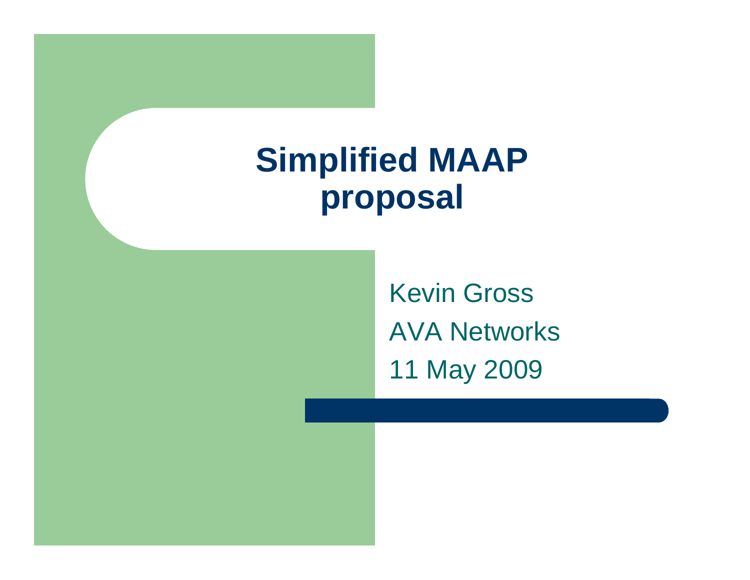# Simplified MAAP proposal

Kevin Gross

AVA Networks

11 May 2009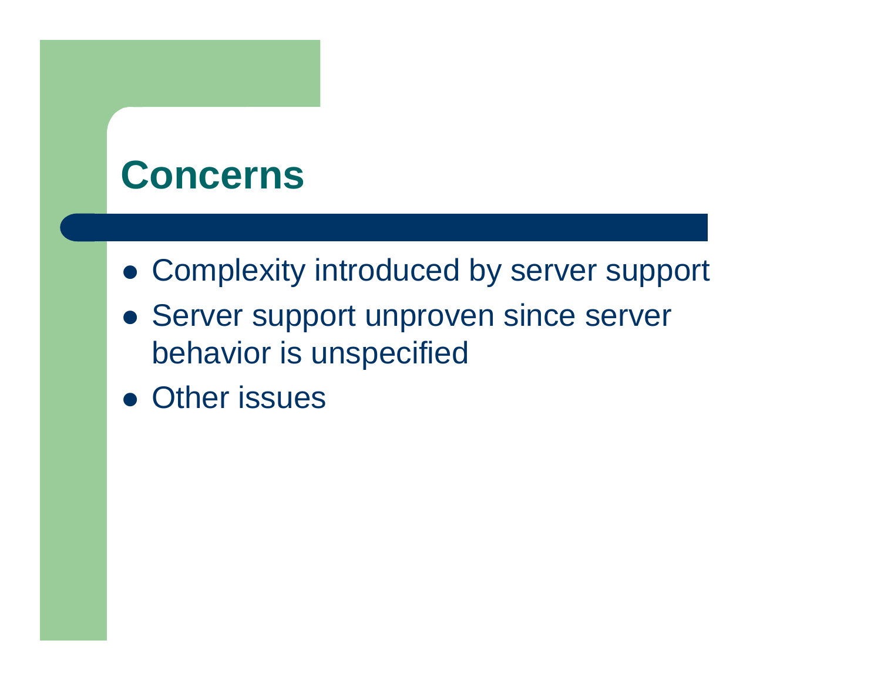# Concerns

- Complexity introduced by server support
- Server support unproven since server behavior is unspecified
- Other issues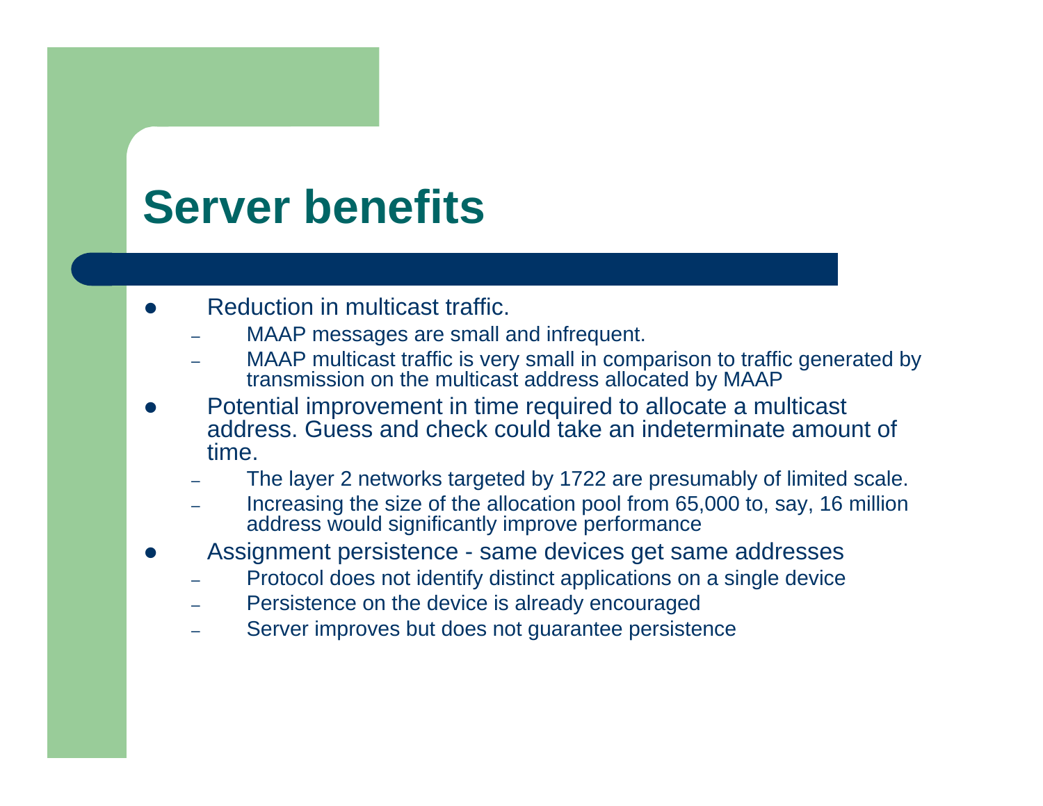# Server benefits

- Reduction in multicast traffic.
  - MAAP messages are small and infrequent.
  - MAAP multicast traffic is very small in comparison to traffic generated by transmission on the multicast address allocated by MAAP
- Potential improvement in time required to allocate a multicast address. Guess and check could take an indeterminate amount of time.
  - The layer 2 networks targeted by 1722 are presumably of limited scale.
  - Increasing the size of the allocation pool from 65,000 to, say, 16 million address would significantly improve performance
- Assignment persistence - same devices get same addresses
  - Protocol does not identify distinct applications on a single device
  - Persistence on the device is already encouraged
  - Server improves but does not guarantee persistence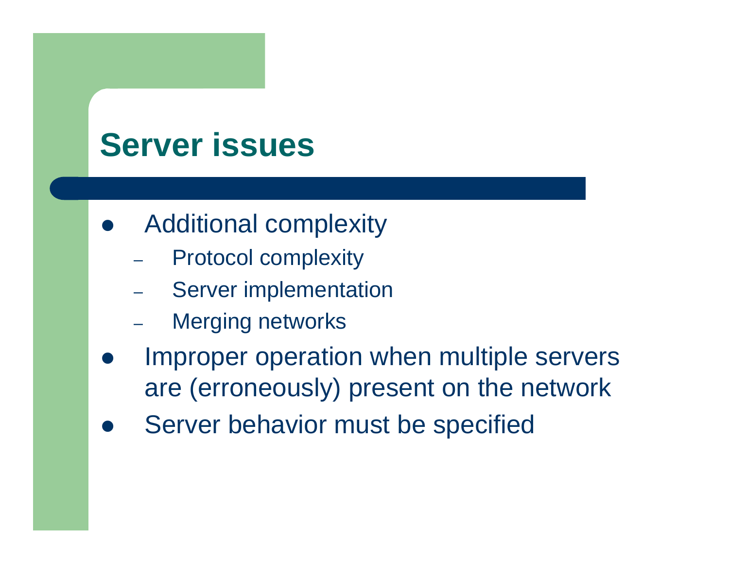# Server issues

- Additional complexity
  - Protocol complexity
  - Server implementation
  - Merging networks
- Improper operation when multiple servers are (erroneously) present on the network
- Server behavior must be specified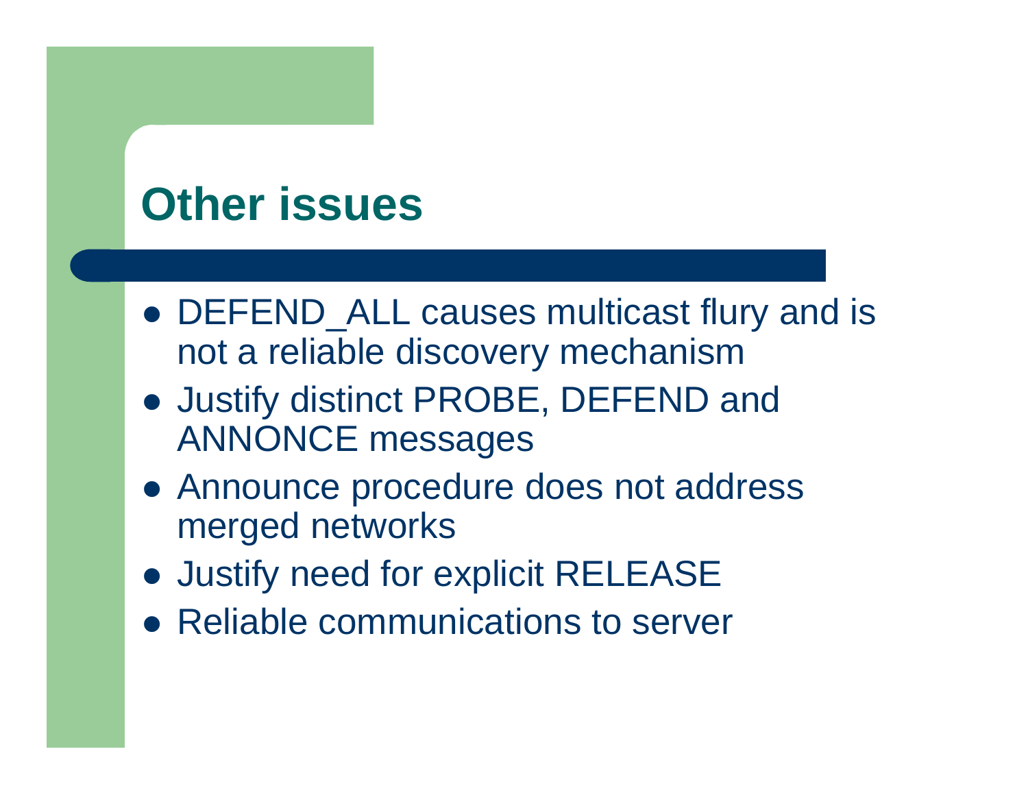# Other issues

- DEFEND_ALL causes multicast flury and is not a reliable discovery mechanism
- Justify distinct PROBE, DEFEND and ANNONCE messages
- Announce procedure does not address merged networks
- Justify need for explicit RELEASE
- Reliable communications to server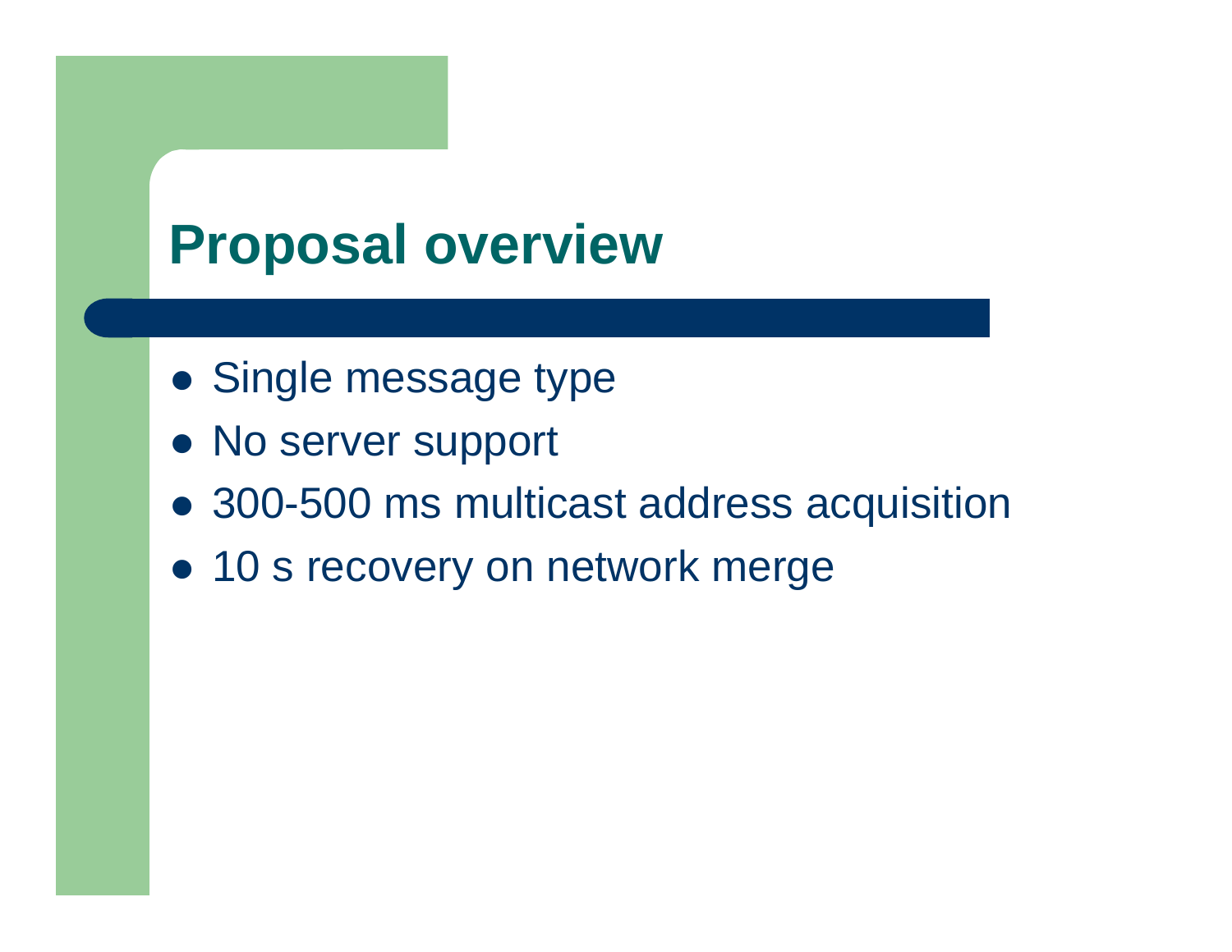# Proposal overview

- Single message type
- No server support
- 300-500 ms multicast address acquisition
- 10 s recovery on network merge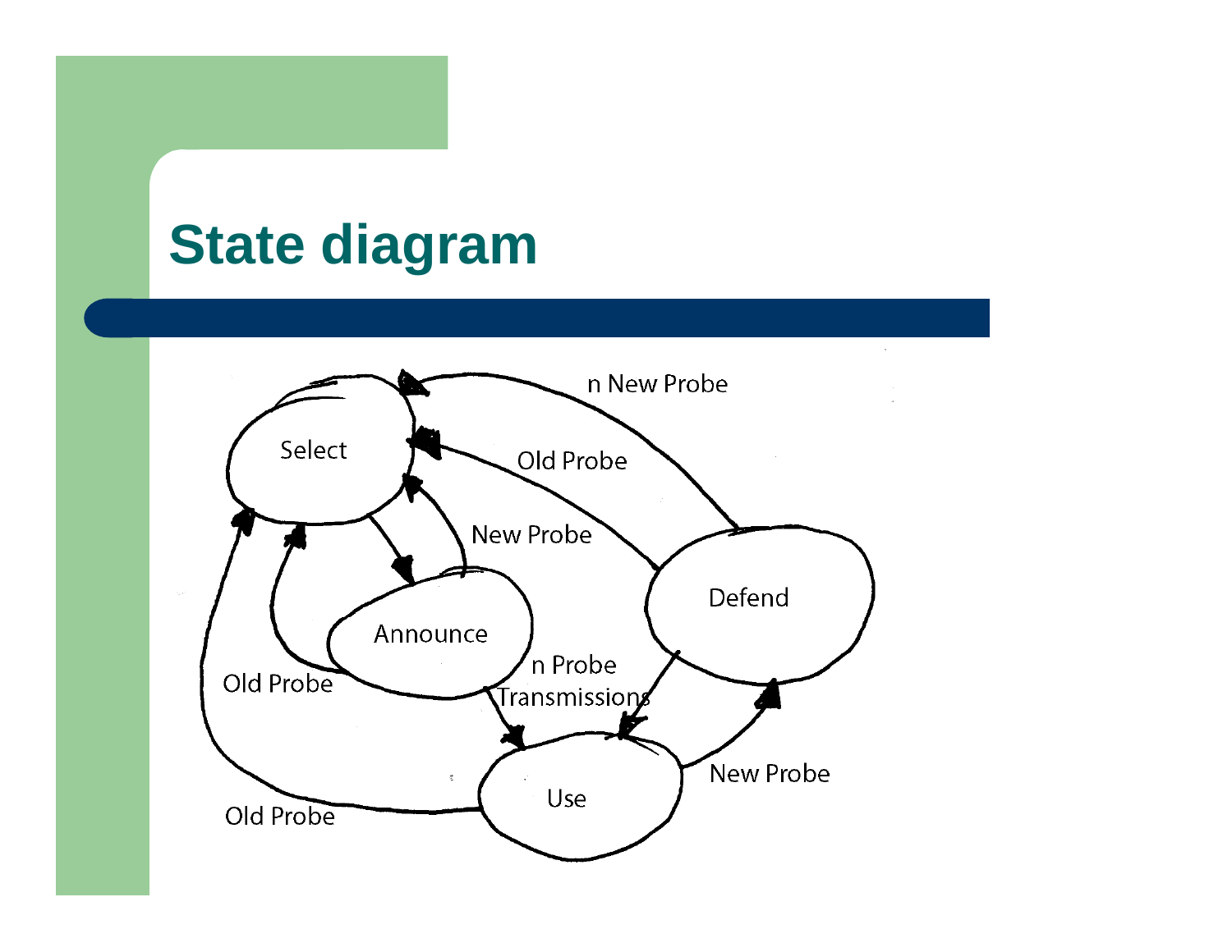# State diagram

Select

Announce

Defend

Use

n New Probe

Old Probe

New Probe

n Probe Transmissions

Old Probe

Old Probe

New Probe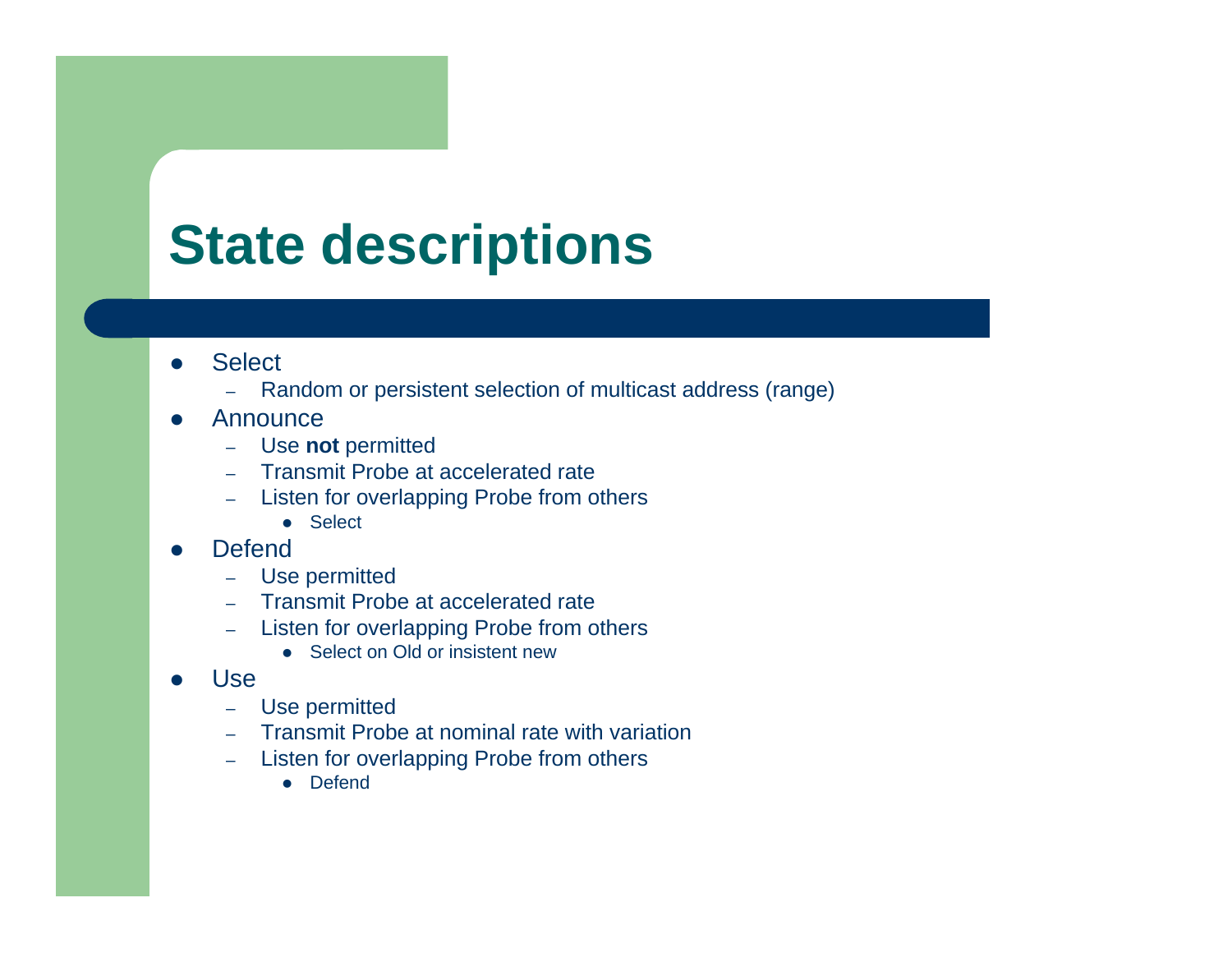# State descriptions

- Select
  - Random or persistent selection of multicast address (range)
- Announce
  - Use **not** permitted
  - Transmit Probe at accelerated rate
  - Listen for overlapping Probe from others
    - Select
- Defend
  - Use permitted
  - Transmit Probe at accelerated rate
  - Listen for overlapping Probe from others
    - Select on Old or insistent new
- Use
  - Use permitted
  - Transmit Probe at nominal rate with variation
  - Listen for overlapping Probe from others
    - Defend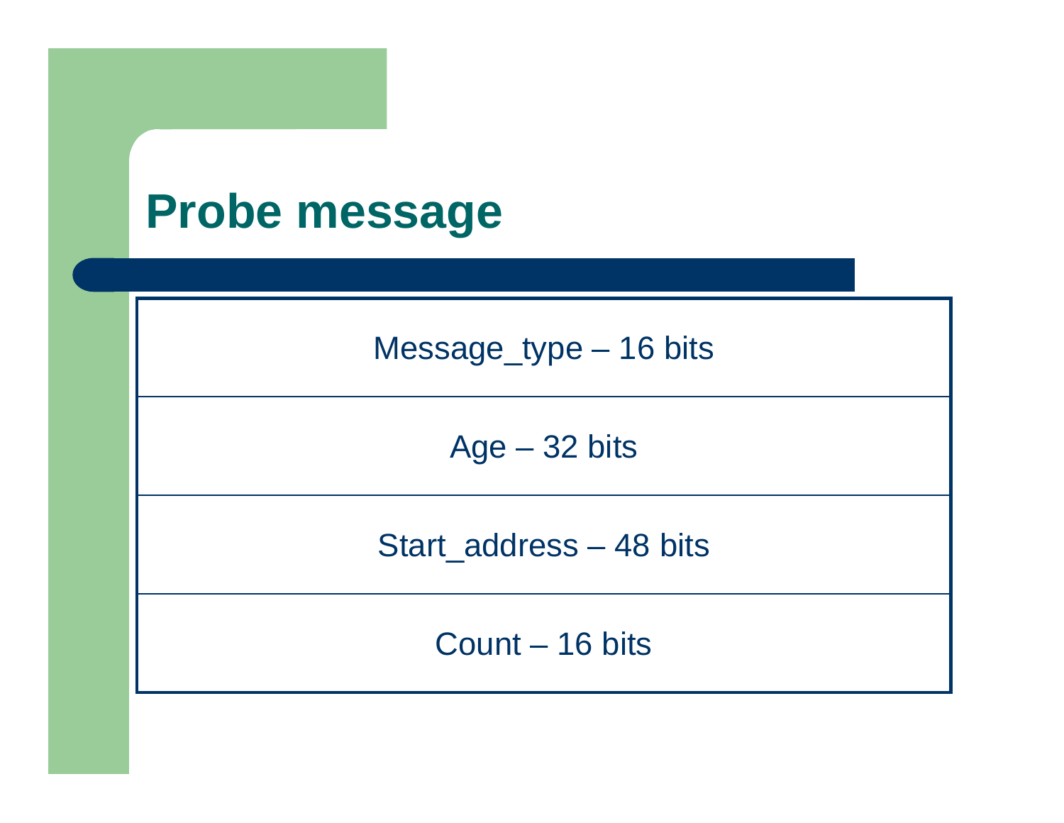# Probe message

| Message_type – 16 bits |
|---|
| Age – 32 bits |
| Start_address – 48 bits |
| Count – 16 bits |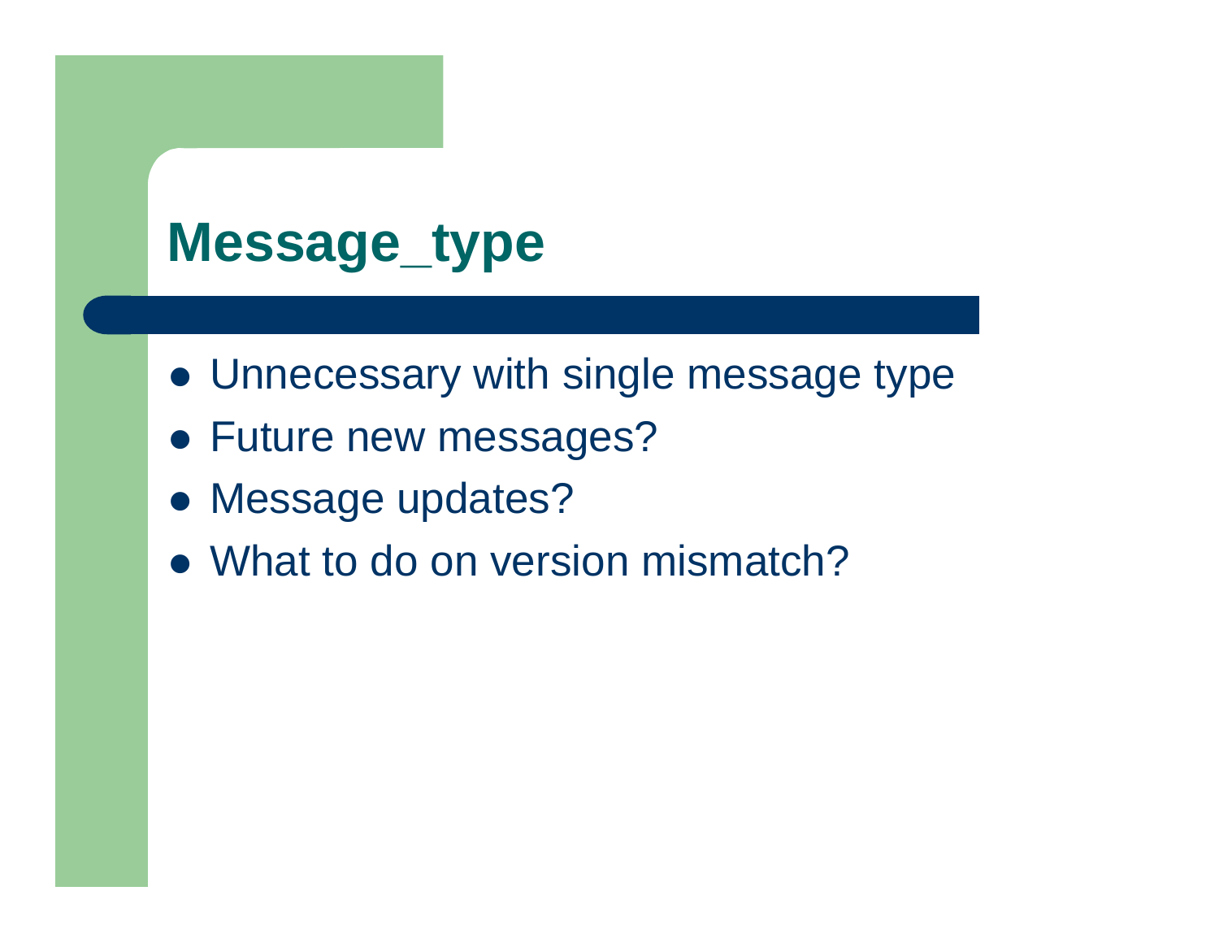# Message_type

- Unnecessary with single message type
- Future new messages?
- Message updates?
- What to do on version mismatch?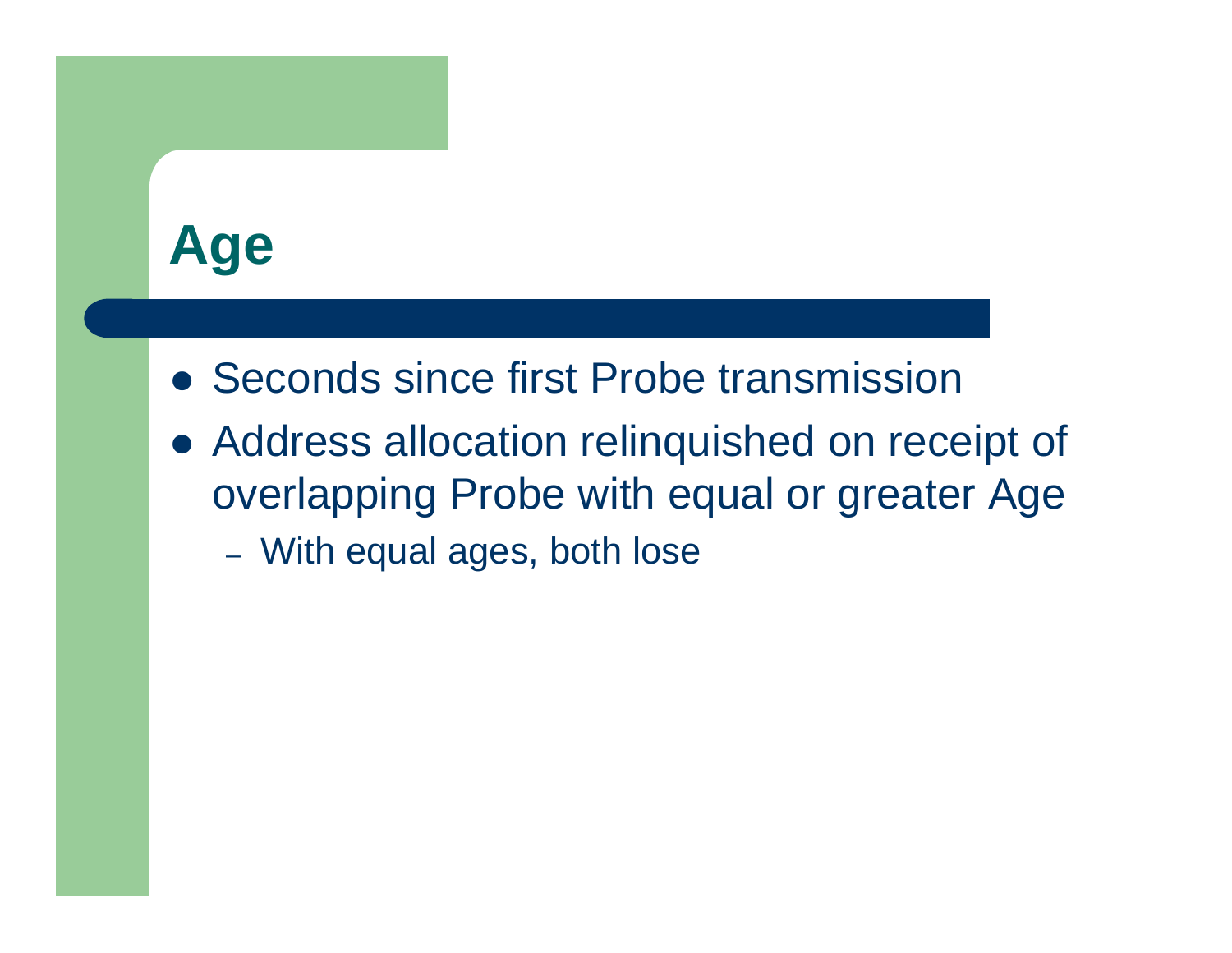# Age

- Seconds since first Probe transmission
- Address allocation relinquished on receipt of overlapping Probe with equal or greater Age
  - With equal ages, both lose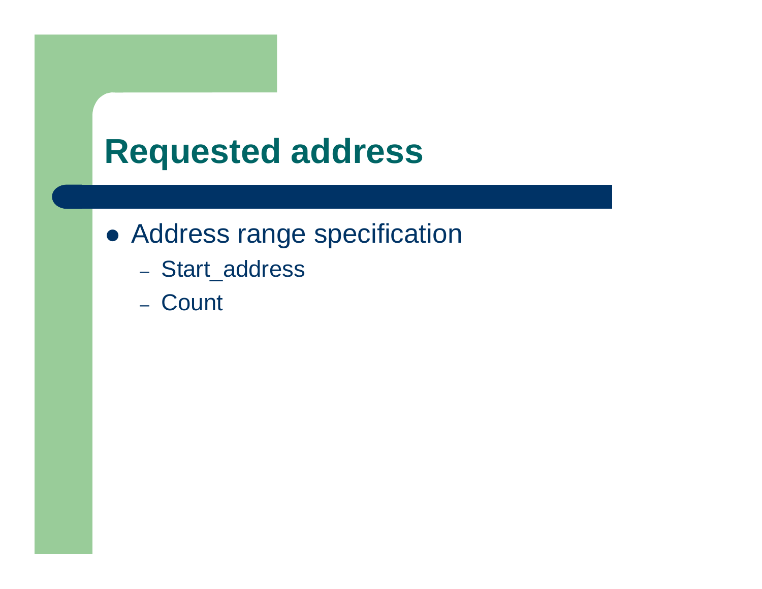# Requested address

- Address range specification
  - Start_address
  - Count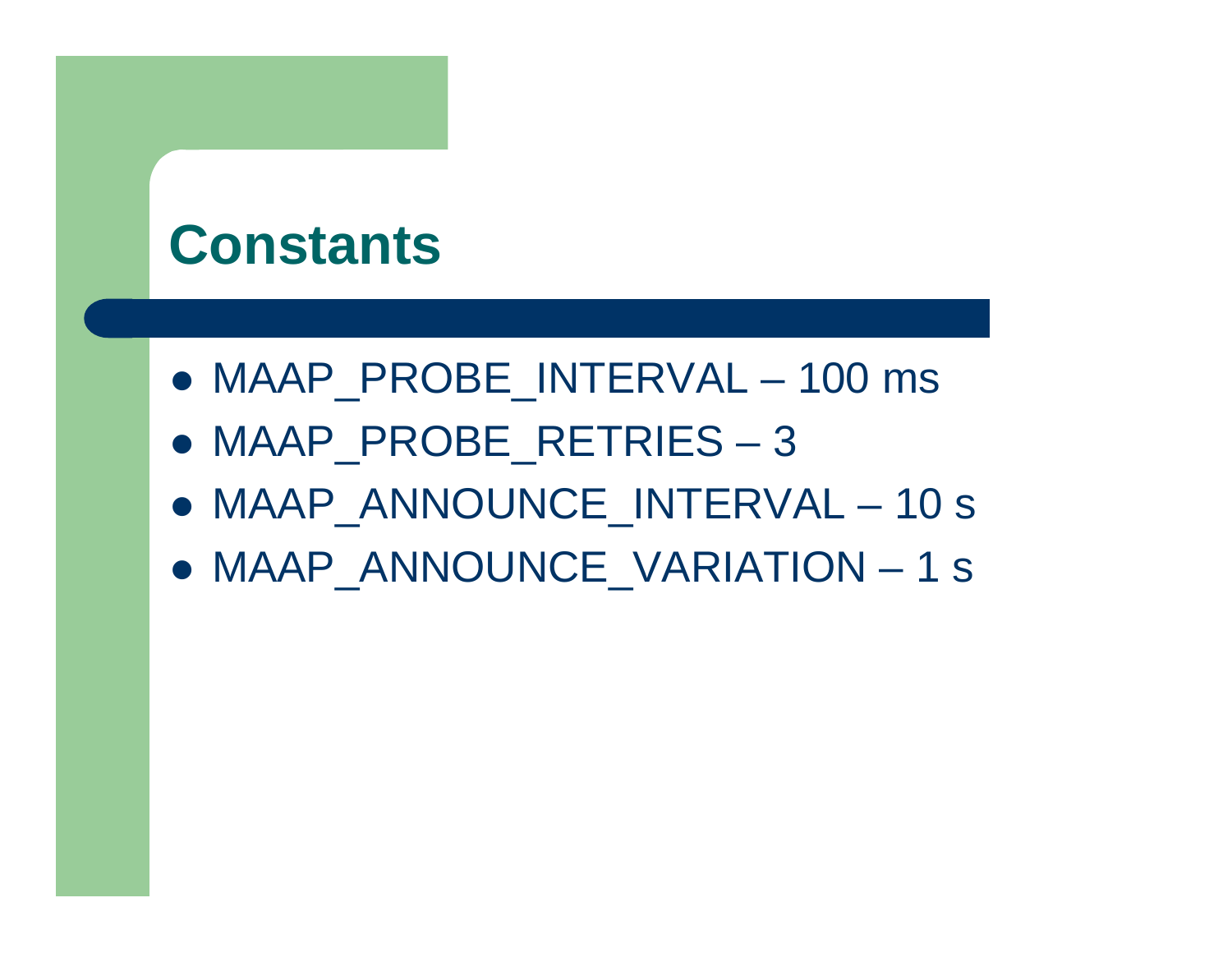# Constants

- MAAP_PROBE_INTERVAL – 100 ms
- MAAP_PROBE_RETRIES – 3
- MAAP_ANNOUNCE_INTERVAL – 10 s
- MAAP_ANNOUNCE_VARIATION – 1 s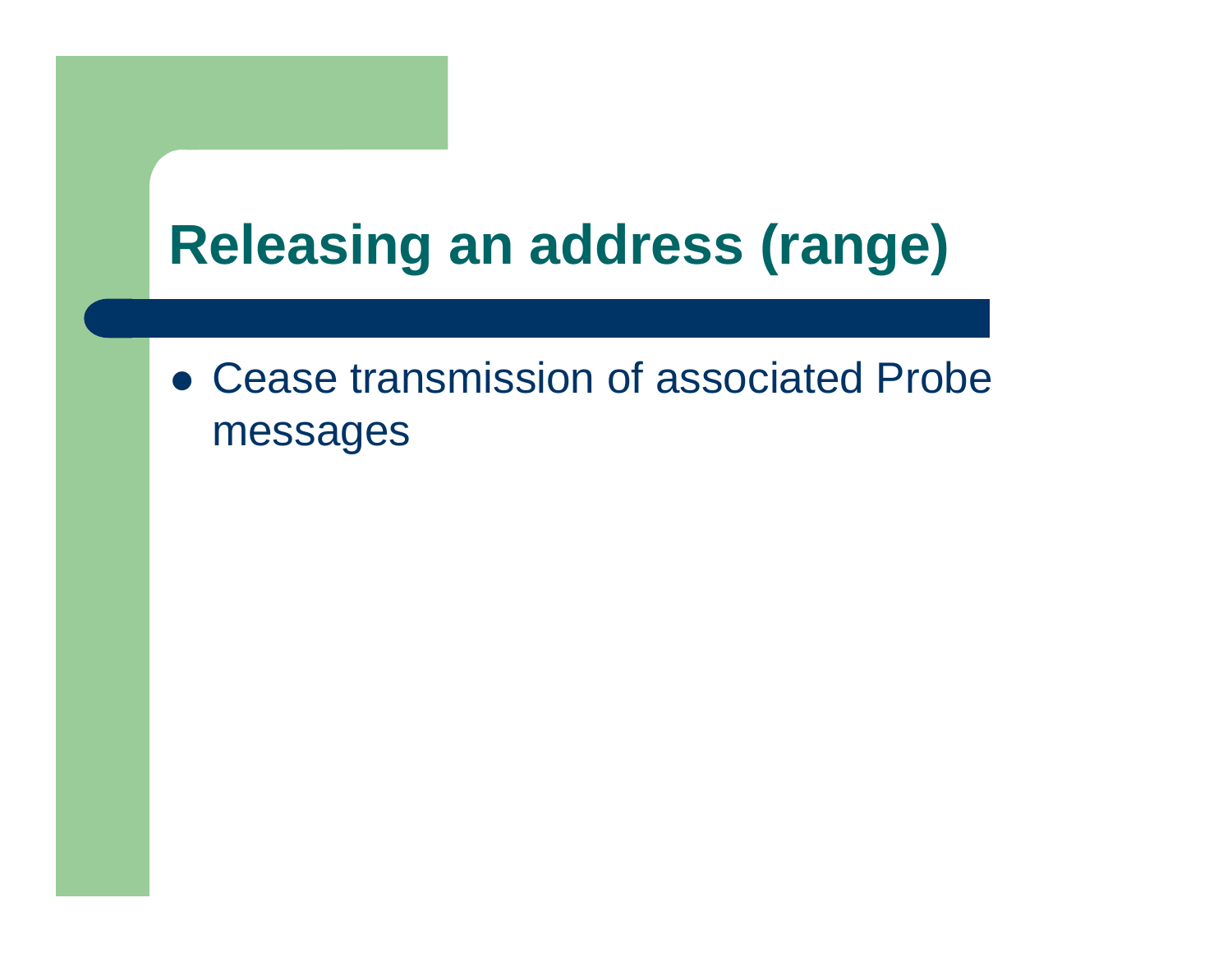# Releasing an address (range)

- Cease transmission of associated Probe messages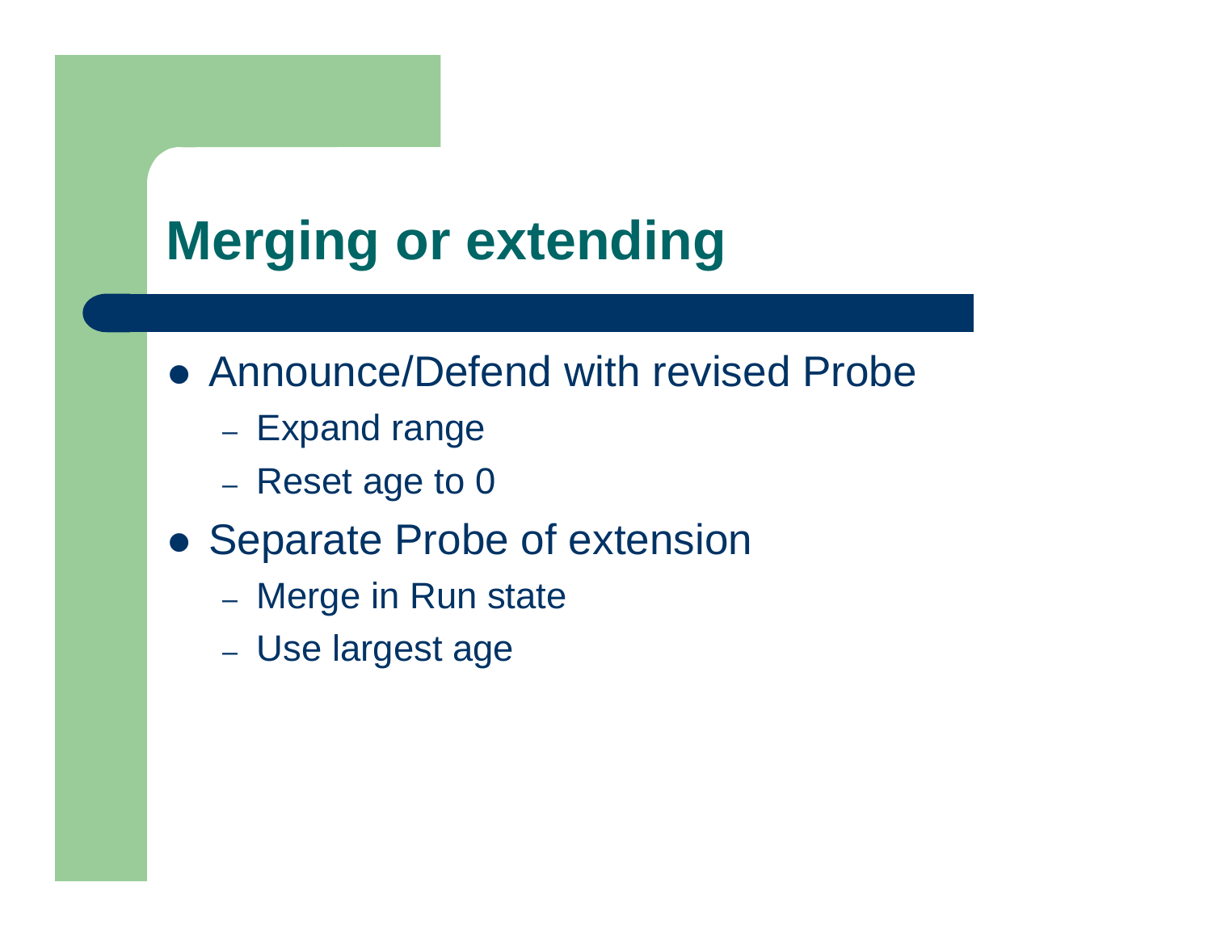# Merging or extending

- Announce/Defend with revised Probe
  - Expand range
  - Reset age to 0
- Separate Probe of extension
  - Merge in Run state
  - Use largest age